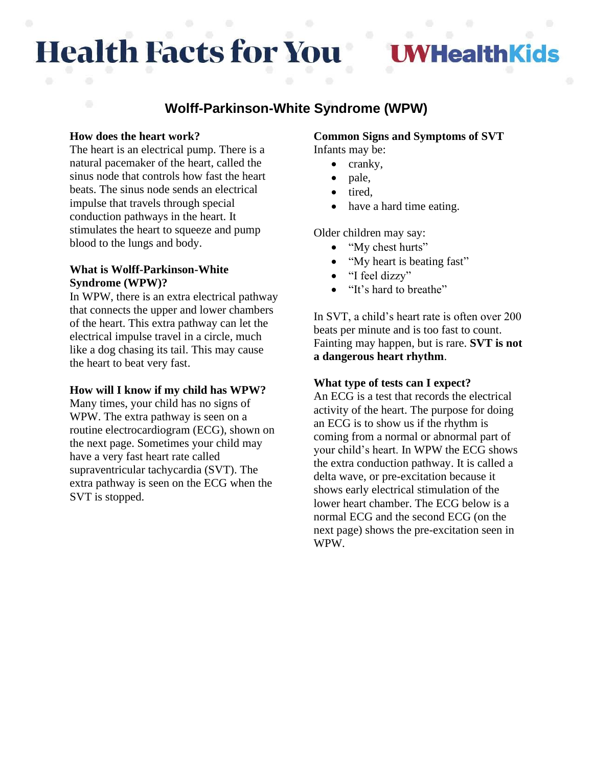# Wolff-Parkinson-White Syndrome (WPW)

### How does the heart work?

The heart is an electrical pump. There is a natural pacemaker of the heart, called the sinus node that controls how fast the heart beats. The sinus node sends an electrical impulse that travels through special conduction pathways in the heart. It stimulates the heart to squeeze and pump blood to the lungs and body.

### What is Wolff-Parkinson-White Syndrome (WPW)?

In WPW, there is an extra electrical pathway that connects the upper and lower chambers of the heart. This extra pathway can let the electrical impulse travel in a circle, much like a dog chasing its tail. This may cause the heart to beat very fast.

### How will I know if my child has WPW?

Many times, your child has no signs of WPW. The extra pathway is seen on a routine electrocardiogram (ECG), shown on the next page. Sometimes your child may have a very fast heart rate called supraventricular tachycardia (SVT). The extra pathway is seen on the ECG when the SVT is stopped.

### Common Signs and Symptoms of SVT

Infants may be:

- cranky,
- pale,
- tired,
- have a hard time eating.

Older children may say:

- "My chest hurts"
- "My heart is beating fast"
- "I feel dizzy"
- "It's hard to breathe"

In SVT, a child's heart rate is often over 200 beats per minute and is too fast to count. Fainting may happen, but is rare. **SVT is not a dangerous heart rhythm**.

### What type of tests can I expect?

An ECG is a test that records the electrical activity of the heart. The purpose for doing an ECG is to show us if the rhythm is coming from a normal or abnormal part of your child's heart. In WPW the ECG shows the extra conduction pathway. It is called a delta wave, or pre-excitation because it shows early electrical stimulation of the lower heart chamber. The ECG below is a normal ECG and the second ECG (on the next page) shows the pre-excitation seen in WPW.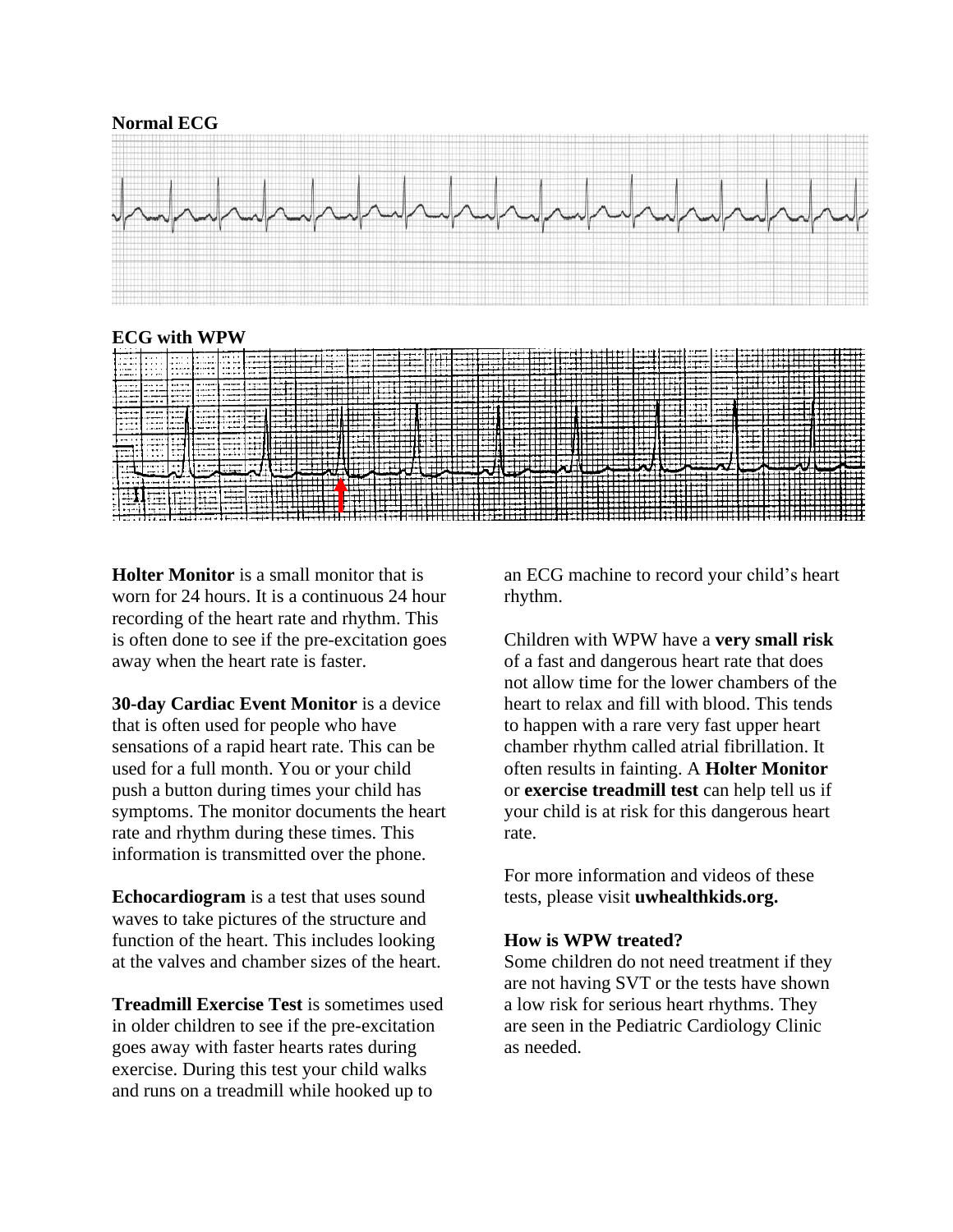**Normal ECG**

**ECG with WPW**

**Holter Monitor** is a small monitor that is worn for 24 hours. It is a continuous 24 hour recording of the heart rate and rhythm. This is often done to see if the pre-excitation goes away when the heart rate is faster.

**30-day Cardiac Event Monitor** is a device that is often used for people who have sensations of a rapid heart rate. This can be used for a full month. You or your child push a button during times your child has symptoms. The monitor documents the heart rate and rhythm during these times. This information is transmitted over the phone.

**Echocardiogram** is a test that uses sound waves to take pictures of the structure and function of the heart. This includes looking at the valves and chamber sizes of the heart.

**Treadmill Exercise Test** is sometimes used in older children to see if the pre-excitation goes away with faster hearts rates during exercise. During this test your child walks and runs on a treadmill while hooked up to an ECG machine to record your child's heart rhythm.

Children with WPW have a **very small risk** of a fast and dangerous heart rate that does not allow time for the lower chambers of the heart to relax and fill with blood. This tends to happen with a rare very fast upper heart chamber rhythm called atrial fibrillation. It often results in fainting. A **Holter Monitor** or **exercise treadmill test** can help tell us if your child is at risk for this dangerous heart rate.

For more information and videos of these tests, please visit **uwhealthkids.org.**

**How is WPW treated?**

Some children do not need treatment if they are not having SVT or the tests have shown a low risk for serious heart rhythms. They are seen in the Pediatric Cardiology Clinic as needed.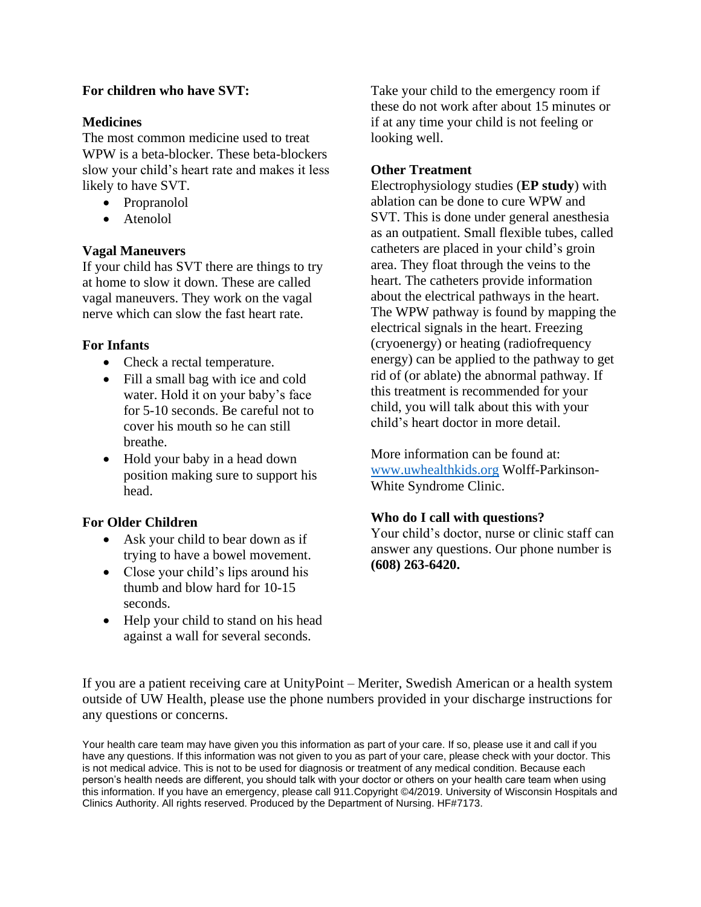**For children who have SVT:**

**Medicines**

The most common medicine used to treat WPW is a beta-blocker. These beta-blockers slow your child's heart rate and makes it less likely to have SVT.

- Propranolol
- Atenolol

**Vagal Maneuvers**

If your child has SVT there are things to try at home to slow it down. These are called vagal maneuvers. They work on the vagal nerve which can slow the fast heart rate.

**For Infants**

- Check a rectal temperature.
- Fill a small bag with ice and cold water. Hold it on your baby's face for 5-10 seconds. Be careful not to cover his mouth so he can still breathe.
- Hold your baby in a head down position making sure to support his head.

**For Older Children**

- Ask your child to bear down as if trying to have a bowel movement.
- Close your child's lips around his thumb and blow hard for 10-15 seconds.
- Help your child to stand on his head against a wall for several seconds.

Take your child to the emergency room if these do not work after about 15 minutes or if at any time your child is not feeling or looking well.

**Other Treatment**

Electrophysiology studies (**EP study**) with ablation can be done to cure WPW and SVT. This is done under general anesthesia as an outpatient. Small flexible tubes, called catheters are placed in your child's groin area. They float through the veins to the heart. The catheters provide information about the electrical pathways in the heart. The WPW pathway is found by mapping the electrical signals in the heart. Freezing (cryoenergy) or heating (radiofrequency energy) can be applied to the pathway to get rid of (or ablate) the abnormal pathway. If this treatment is recommended for your child, you will talk about this with your child's heart doctor in more detail.

More information can be found at: www.uwhealthkids.org Wolff-Parkinson-White Syndrome Clinic.

**Who do I call with questions?**

Your child's doctor, nurse or clinic staff can answer any questions. Our phone number is **(608) 263-6420.**

If you are a patient receiving care at UnityPoint – Meriter, Swedish American or a health system outside of UW Health, please use the phone numbers provided in your discharge instructions for any questions or concerns.

Your health care team may have given you this information as part of your care. If so, please use it and call if you have any questions. If this information was not given to you as part of your care, please check with your doctor. This is not medical advice. This is not to be used for diagnosis or treatment of any medical condition. Because each person's health needs are different, you should talk with your doctor or others on your health care team when using this information. If you have an emergency, please call 911.Copyright ©4/2019. University of Wisconsin Hospitals and Clinics Authority. All rights reserved. Produced by the Department of Nursing. HF#7173.